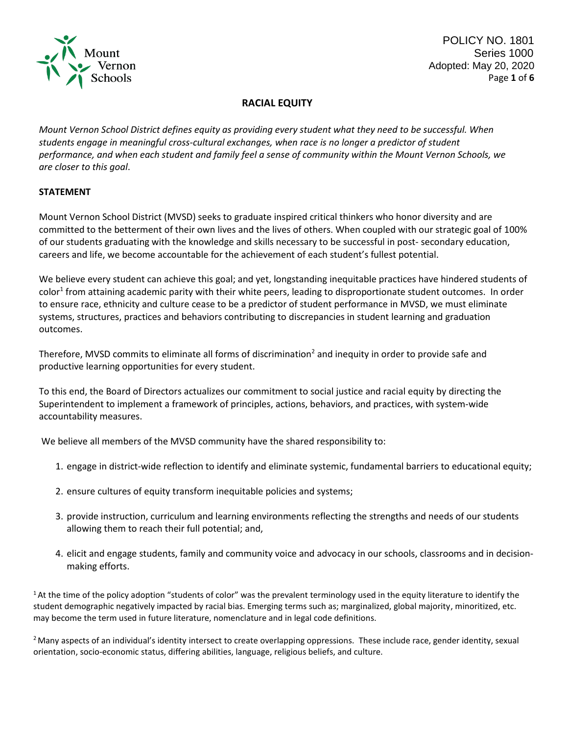POLICY NO. 1801
Series 1000
Adopted: May 20, 2020

# RACIAL EQUITY

*Mount Vernon School District defines equity as providing every student what they need to be successful. When students engage in meaningful cross-cultural exchanges, when race is no longer a predictor of student performance, and when each student and family feel a sense of community within the Mount Vernon Schools, we are closer to this goal*.

## STATEMENT

Mount Vernon School District (MVSD) seeks to graduate inspired critical thinkers who honor diversity and are committed to the betterment of their own lives and the lives of others. When coupled with our strategic goal of 100% of our students graduating with the knowledge and skills necessary to be successful in post- secondary education, careers and life, we become accountable for the achievement of each student's fullest potential.

We believe every student can achieve this goal; and yet, longstanding inequitable practices have hindered students of color[1] from attaining academic parity with their white peers, leading to disproportionate student outcomes. In order to ensure race, ethnicity and culture cease to be a predictor of student performance in MVSD, we must eliminate systems, structures, practices and behaviors contributing to discrepancies in student learning and graduation outcomes.

Therefore, MVSD commits to eliminate all forms of discrimination[2] and inequity in order to provide safe and productive learning opportunities for every student.

To this end, the Board of Directors actualizes our commitment to social justice and racial equity by directing the Superintendent to implement a framework of principles, actions, behaviors, and practices, with system-wide accountability measures.

We believe all members of the MVSD community have the shared responsibility to:

1. engage in district-wide reflection to identify and eliminate systemic, fundamental barriers to educational equity;
2. ensure cultures of equity transform inequitable policies and systems;
3. provide instruction, curriculum and learning environments reflecting the strengths and needs of our students allowing them to reach their full potential; and,
4. elicit and engage students, family and community voice and advocacy in our schools, classrooms and in decision-making efforts.

[1] At the time of the policy adoption "students of color" was the prevalent terminology used in the equity literature to identify the student demographic negatively impacted by racial bias. Emerging terms such as; marginalized, global majority, minoritized, etc. may become the term used in future literature, nomenclature and in legal code definitions.

[2] Many aspects of an individual's identity intersect to create overlapping oppressions. These include race, gender identity, sexual orientation, socio-economic status, differing abilities, language, religious beliefs, and culture.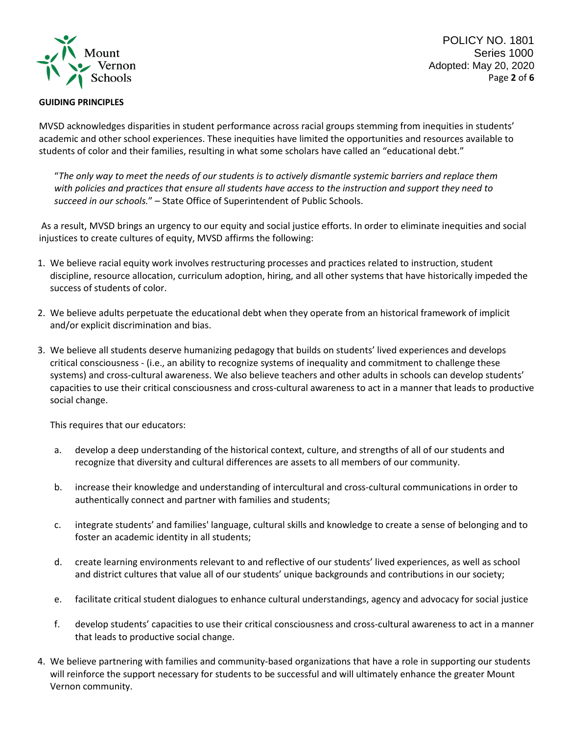**GUIDING PRINCIPLES**

MVSD acknowledges disparities in student performance across racial groups stemming from inequities in students' academic and other school experiences. These inequities have limited the opportunities and resources available to students of color and their families, resulting in what some scholars have called an "educational debt."

> "*The only way to meet the needs of our students is to actively dismantle systemic barriers and replace them with policies and practices that ensure all students have access to the instruction and support they need to succeed in our schools.*" – State Office of Superintendent of Public Schools.

As a result, MVSD brings an urgency to our equity and social justice efforts. In order to eliminate inequities and social injustices to create cultures of equity, MVSD affirms the following:

1. We believe racial equity work involves restructuring processes and practices related to instruction, student discipline, resource allocation, curriculum adoption, hiring, and all other systems that have historically impeded the success of students of color.

2. We believe adults perpetuate the educational debt when they operate from an historical framework of implicit and/or explicit discrimination and bias.

3. We believe all students deserve humanizing pedagogy that builds on students' lived experiences and develops critical consciousness - (i.e., an ability to recognize systems of inequality and commitment to challenge these systems) and cross-cultural awareness. We also believe teachers and other adults in schools can develop students' capacities to use their critical consciousness and cross-cultural awareness to act in a manner that leads to productive social change.

   This requires that our educators:

   a. develop a deep understanding of the historical context, culture, and strengths of all of our students and recognize that diversity and cultural differences are assets to all members of our community.

   b. increase their knowledge and understanding of intercultural and cross-cultural communications in order to authentically connect and partner with families and students;

   c. integrate students' and families' language, cultural skills and knowledge to create a sense of belonging and to foster an academic identity in all students;

   d. create learning environments relevant to and reflective of our students' lived experiences, as well as school and district cultures that value all of our students' unique backgrounds and contributions in our society;

   e. facilitate critical student dialogues to enhance cultural understandings, agency and advocacy for social justice

   f. develop students' capacities to use their critical consciousness and cross-cultural awareness to act in a manner that leads to productive social change.

4. We believe partnering with families and community-based organizations that have a role in supporting our students will reinforce the support necessary for students to be successful and will ultimately enhance the greater Mount Vernon community.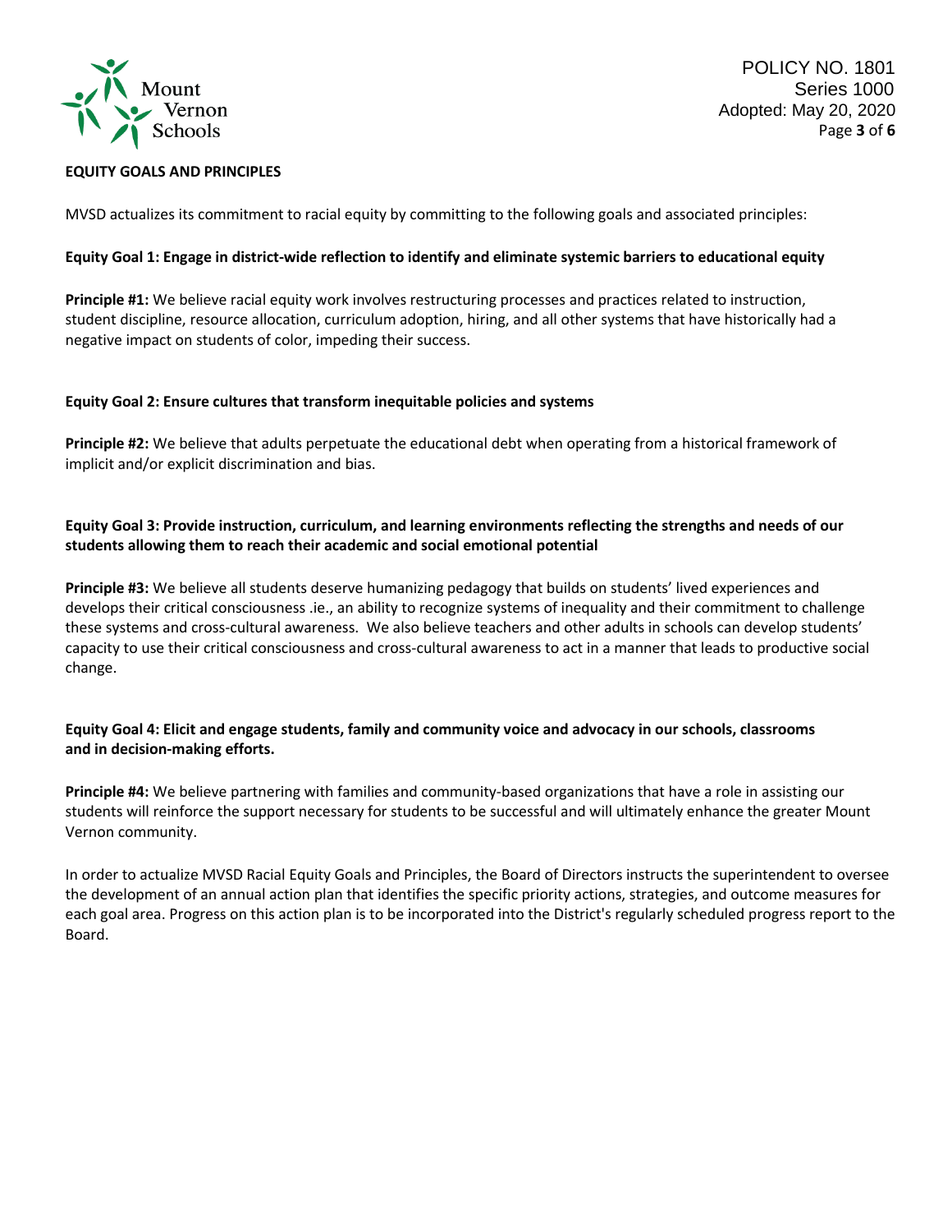## EQUITY GOALS AND PRINCIPLES

MVSD actualizes its commitment to racial equity by committing to the following goals and associated principles:

### Equity Goal 1: Engage in district-wide reflection to identify and eliminate systemic barriers to educational equity

**Principle #1:** We believe racial equity work involves restructuring processes and practices related to instruction, student discipline, resource allocation, curriculum adoption, hiring, and all other systems that have historically had a negative impact on students of color, impeding their success.

### Equity Goal 2: Ensure cultures that transform inequitable policies and systems

**Principle #2:** We believe that adults perpetuate the educational debt when operating from a historical framework of implicit and/or explicit discrimination and bias.

### Equity Goal 3: Provide instruction, curriculum, and learning environments reflecting the strengths and needs of our students allowing them to reach their academic and social emotional potential

**Principle #3:** We believe all students deserve humanizing pedagogy that builds on students' lived experiences and develops their critical consciousness .ie., an ability to recognize systems of inequality and their commitment to challenge these systems and cross-cultural awareness. We also believe teachers and other adults in schools can develop students' capacity to use their critical consciousness and cross-cultural awareness to act in a manner that leads to productive social change.

### Equity Goal 4: Elicit and engage students, family and community voice and advocacy in our schools, classrooms and in decision-making efforts.

**Principle #4:** We believe partnering with families and community-based organizations that have a role in assisting our students will reinforce the support necessary for students to be successful and will ultimately enhance the greater Mount Vernon community.

In order to actualize MVSD Racial Equity Goals and Principles, the Board of Directors instructs the superintendent to oversee the development of an annual action plan that identifies the specific priority actions, strategies, and outcome measures for each goal area. Progress on this action plan is to be incorporated into the District's regularly scheduled progress report to the Board.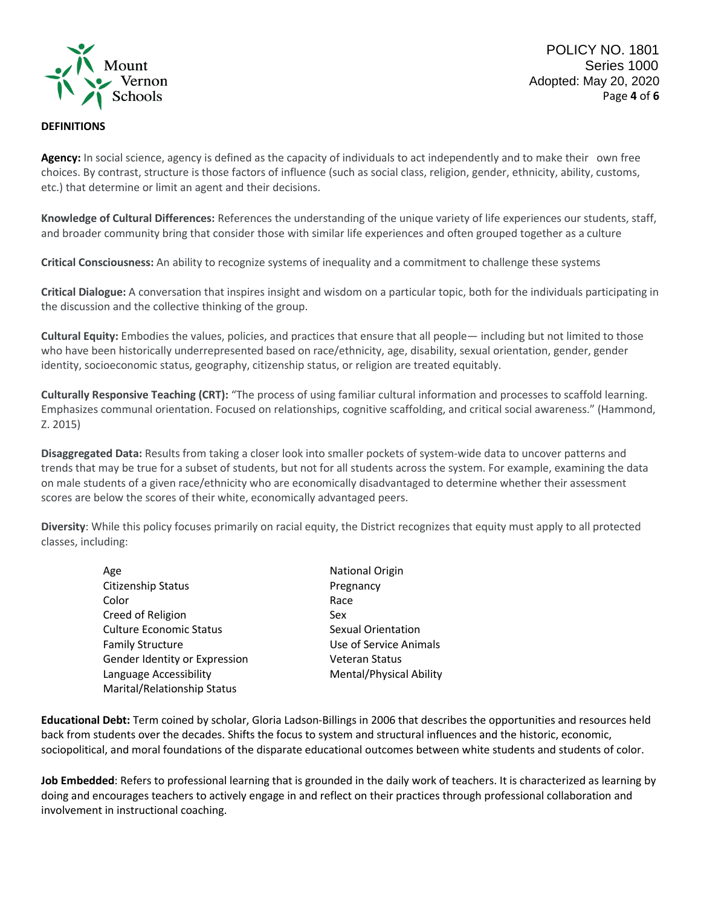## DEFINITIONS

**Agency:** In social science, agency is defined as the capacity of individuals to act independently and to make their own free choices. By contrast, structure is those factors of influence (such as social class, religion, gender, ethnicity, ability, customs, etc.) that determine or limit an agent and their decisions.

**Knowledge of Cultural Differences:** References the understanding of the unique variety of life experiences our students, staff, and broader community bring that consider those with similar life experiences and often grouped together as a culture

**Critical Consciousness:** An ability to recognize systems of inequality and a commitment to challenge these systems

**Critical Dialogue:** A conversation that inspires insight and wisdom on a particular topic, both for the individuals participating in the discussion and the collective thinking of the group.

**Cultural Equity:** Embodies the values, policies, and practices that ensure that all people— including but not limited to those who have been historically underrepresented based on race/ethnicity, age, disability, sexual orientation, gender, gender identity, socioeconomic status, geography, citizenship status, or religion are treated equitably.

**Culturally Responsive Teaching (CRT):** "The process of using familiar cultural information and processes to scaffold learning. Emphasizes communal orientation. Focused on relationships, cognitive scaffolding, and critical social awareness." (Hammond, Z. 2015)

**Disaggregated Data:** Results from taking a closer look into smaller pockets of system-wide data to uncover patterns and trends that may be true for a subset of students, but not for all students across the system. For example, examining the data on male students of a given race/ethnicity who are economically disadvantaged to determine whether their assessment scores are below the scores of their white, economically advantaged peers.

**Diversity**: While this policy focuses primarily on racial equity, the District recognizes that equity must apply to all protected classes, including:

- Age
- Citizenship Status
- Color
- Creed of Religion
- Culture Economic Status
- Family Structure
- Gender Identity or Expression
- Language Accessibility
- Marital/Relationship Status
- National Origin
- Pregnancy
- Race
- Sex
- Sexual Orientation
- Use of Service Animals
- Veteran Status
- Mental/Physical Ability

**Educational Debt:** Term coined by scholar, Gloria Ladson-Billings in 2006 that describes the opportunities and resources held back from students over the decades. Shifts the focus to system and structural influences and the historic, economic, sociopolitical, and moral foundations of the disparate educational outcomes between white students and students of color.

**Job Embedded**: Refers to professional learning that is grounded in the daily work of teachers. It is characterized as learning by doing and encourages teachers to actively engage in and reflect on their practices through professional collaboration and involvement in instructional coaching.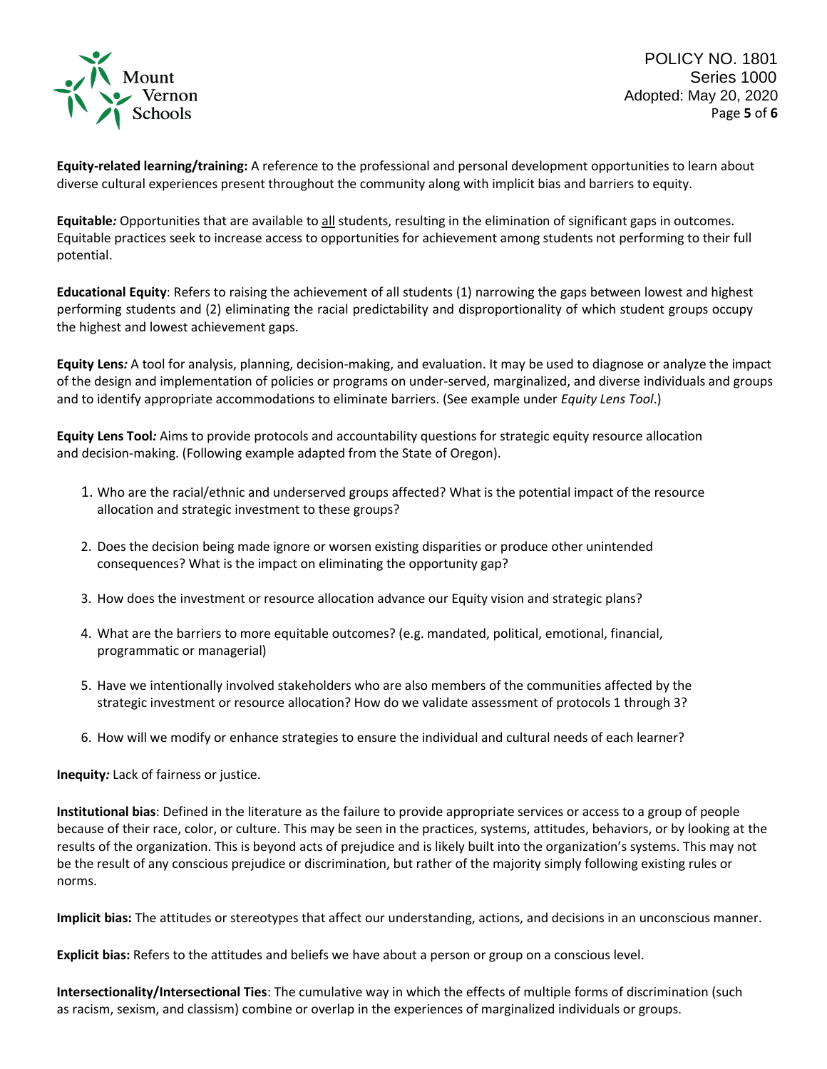**Equity-related learning/training:** A reference to the professional and personal development opportunities to learn about diverse cultural experiences present throughout the community along with implicit bias and barriers to equity.

**Equitable***:* Opportunities that are available to all students, resulting in the elimination of significant gaps in outcomes. Equitable practices seek to increase access to opportunities for achievement among students not performing to their full potential.

**Educational Equity**: Refers to raising the achievement of all students (1) narrowing the gaps between lowest and highest performing students and (2) eliminating the racial predictability and disproportionality of which student groups occupy the highest and lowest achievement gaps.

**Equity Lens***:* A tool for analysis, planning, decision-making, and evaluation. It may be used to diagnose or analyze the impact of the design and implementation of policies or programs on under-served, marginalized, and diverse individuals and groups and to identify appropriate accommodations to eliminate barriers. (See example under *Equity Lens Tool*.)

**Equity Lens Tool***:* Aims to provide protocols and accountability questions for strategic equity resource allocation and decision-making. (Following example adapted from the State of Oregon).

1. Who are the racial/ethnic and underserved groups affected? What is the potential impact of the resource allocation and strategic investment to these groups?

2. Does the decision being made ignore or worsen existing disparities or produce other unintended consequences? What is the impact on eliminating the opportunity gap?

3. How does the investment or resource allocation advance our Equity vision and strategic plans?

4. What are the barriers to more equitable outcomes? (e.g. mandated, political, emotional, financial, programmatic or managerial)

5. Have we intentionally involved stakeholders who are also members of the communities affected by the strategic investment or resource allocation? How do we validate assessment of protocols 1 through 3?

6. How will we modify or enhance strategies to ensure the individual and cultural needs of each learner?

**Inequity***:* Lack of fairness or justice.

**Institutional bias**: Defined in the literature as the failure to provide appropriate services or access to a group of people because of their race, color, or culture. This may be seen in the practices, systems, attitudes, behaviors, or by looking at the results of the organization. This is beyond acts of prejudice and is likely built into the organization's systems. This may not be the result of any conscious prejudice or discrimination, but rather of the majority simply following existing rules or norms.

**Implicit bias:** The attitudes or stereotypes that affect our understanding, actions, and decisions in an unconscious manner.

**Explicit bias:** Refers to the attitudes and beliefs we have about a person or group on a conscious level.

**Intersectionality/Intersectional Ties**: The cumulative way in which the effects of multiple forms of discrimination (such as racism, sexism, and classism) combine or overlap in the experiences of marginalized individuals or groups.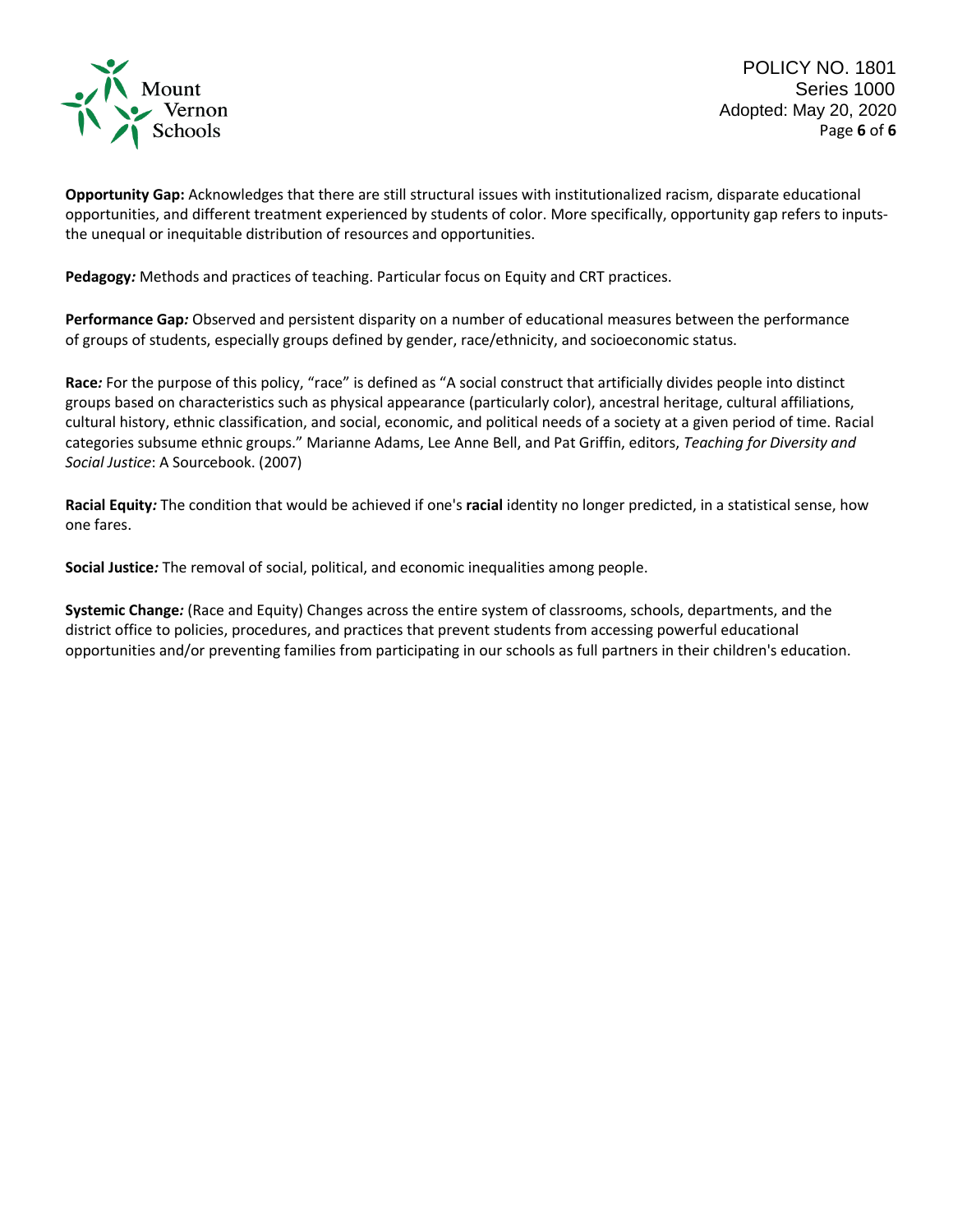**Opportunity Gap:** Acknowledges that there are still structural issues with institutionalized racism, disparate educational opportunities, and different treatment experienced by students of color. More specifically, opportunity gap refers to inputs- the unequal or inequitable distribution of resources and opportunities.

**Pedagogy***:* Methods and practices of teaching. Particular focus on Equity and CRT practices.

**Performance Gap***:* Observed and persistent disparity on a number of educational measures between the performance of groups of students, especially groups defined by gender, race/ethnicity, and socioeconomic status.

**Race***:* For the purpose of this policy, "race" is defined as "A social construct that artificially divides people into distinct groups based on characteristics such as physical appearance (particularly color), ancestral heritage, cultural affiliations, cultural history, ethnic classification, and social, economic, and political needs of a society at a given period of time. Racial categories subsume ethnic groups." Marianne Adams, Lee Anne Bell, and Pat Griffin, editors, *Teaching for Diversity and Social Justice*: A Sourcebook. (2007)

**Racial Equity***:* The condition that would be achieved if one's **racial** identity no longer predicted, in a statistical sense, how one fares.

**Social Justice***:* The removal of social, political, and economic inequalities among people.

**Systemic Change***:* (Race and Equity) Changes across the entire system of classrooms, schools, departments, and the district office to policies, procedures, and practices that prevent students from accessing powerful educational opportunities and/or preventing families from participating in our schools as full partners in their children's education.